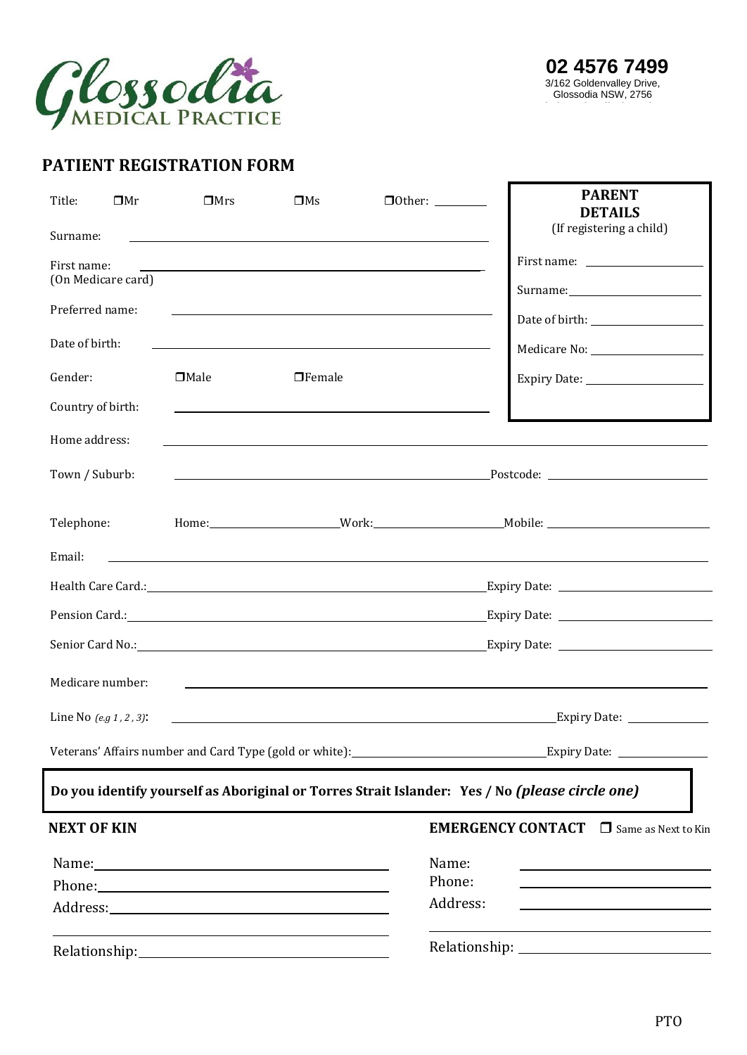Glossodia MEDICAL PRACTICE

**02 4576 7499**
3/162 Goldenvalley Drive,
Glossodia NSW, 2756

## PATIENT REGISTRATION FORM

Title: ❒Mr ❒Mrs ❒Ms ❒Other: ________

Surname: ____________________

First name: ____________________
(On Medicare card)

Preferred name: ____________________

Date of birth: ____________________

Gender: ❒Male ❒Female

Country of birth: ____________________

**PARENT DETAILS**
(If registering a child)

First name: ____________________

Surname: ____________________

Date of birth: ____________________

Medicare No: ____________________

Expiry Date: ____________________

Home address: ____________________

Town / Suburb: ____________________ Postcode: ____________

Telephone: Home: ____________ Work: ____________ Mobile: ____________

Email: ____________________

Health Care Card.: ____________________ Expiry Date: ____________

Pension Card.: ____________________ Expiry Date: ____________

Senior Card No.: ____________________ Expiry Date: ____________

Medicare number: ____________________

Line No *(e.g 1 , 2 , 3)*: ____________________ Expiry Date: ____________

Veterans' Affairs number and Card Type (gold or white): ____________________ Expiry Date: ____________

**Do you identify yourself as Aboriginal or Torres Strait Islander: Yes / No *(please circle one)***

**NEXT OF KIN**

Name: ____________________
Phone: ____________________
Address: ____________________
____________________
Relationship: ____________________

**EMERGENCY CONTACT** ❒ Same as Next to Kin

Name: ____________________
Phone: ____________________
Address: ____________________
____________________
Relationship: ____________________

PTO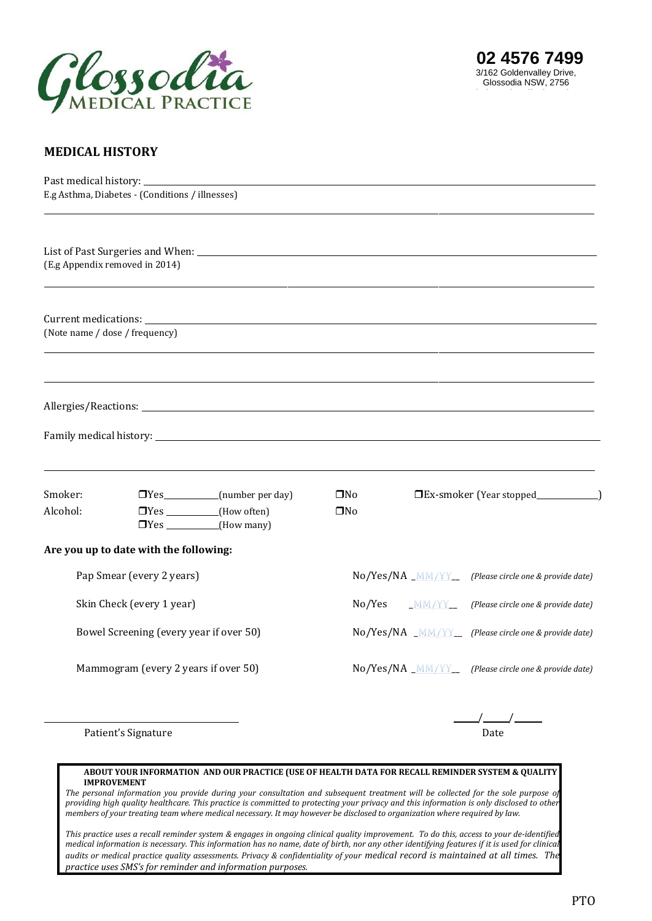Glossodia MEDICAL PRACTICE

**02 4576 7499**
3/162 Goldenvalley Drive,
Glossodia NSW, 2756

## MEDICAL HISTORY

Past medical history: ________________________________________________
E.g Asthma, Diabetes - (Conditions / illnesses)

________________________________________________

List of Past Surgeries and When: ________________________________________________
(E.g Appendix removed in 2014)

________________________________________________

Current medications: ________________________________________________
(Note name / dose / frequency)

________________________________________________

________________________________________________

Allergies/Reactions: ________________________________________________

Family medical history: ________________________________________________

________________________________________________

| | | | |
|---|---|---|---|
| Smoker: | ❒Yes__________(number per day) | ❒No | ❒Ex-smoker (Year stopped__________) |
| Alcohol: | ❒Yes __________(How often)<br>❒Yes __________(How many) | ❒No | |

**Are you up to date with the following:**

| | | | |
|---|---|---|---|
| Pap Smear (every 2 years) | No/Yes/NA | _MM/YY__ | *(Please circle one & provide date)* |
| Skin Check (every 1 year) | No/Yes | _MM/YY__ | *(Please circle one & provide date)* |
| Bowel Screening (every year if over 50) | No/Yes/NA | _MM/YY__ | *(Please circle one & provide date)* |
| Mammogram (every 2 years if over 50) | No/Yes/NA | _MM/YY__ | *(Please circle one & provide date)* |

______________________________ Patient's Signature

____/____/____ Date

**ABOUT YOUR INFORMATION AND OUR PRACTICE (USE OF HEALTH DATA FOR RECALL REMINDER SYSTEM & QUALITY IMPROVEMENT**

*The personal information you provide during your consultation and subsequent treatment will be collected for the sole purpose of providing high quality healthcare. This practice is committed to protecting your privacy and this information is only disclosed to other members of your treating team where medical necessary. It may however be disclosed to organization where required by law.*

*This practice uses a recall reminder system & engages in ongoing clinical quality improvement. To do this, access to your de-identified medical information is necessary. This information has no name, date of birth, nor any other identifying features if it is used for clinical audits or medical practice quality assessments. Privacy & confidentiality of your medical record is maintained at all times. The practice uses SMS's for reminder and information purposes.*

PTO